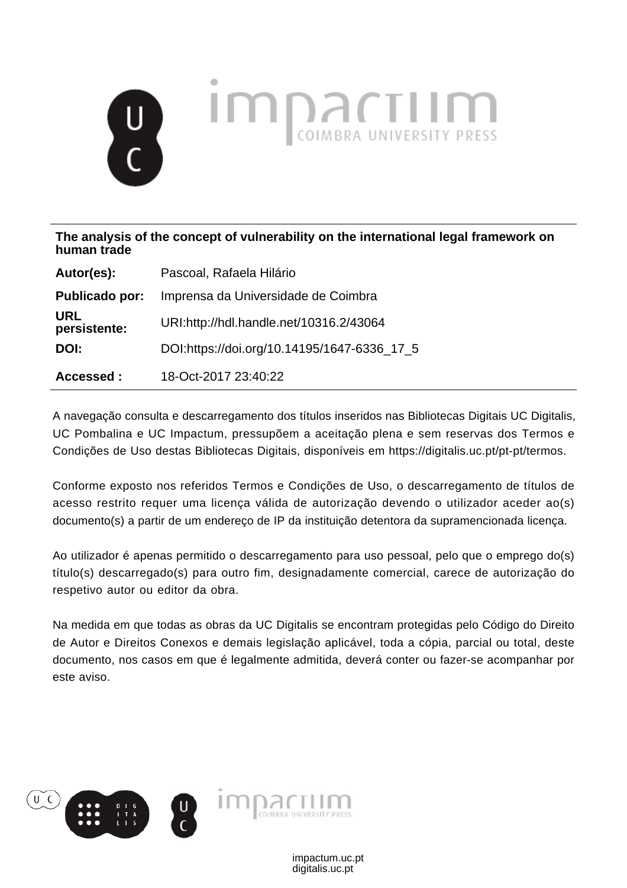**The analysis of the concept of vulnerability on the international legal framework on human trade**

| | |
|---|---|
| **Autor(es):** | Pascoal, Rafaela Hilário |
| **Publicado por:** | Imprensa da Universidade de Coimbra |
| **URL persistente:** | URI:http://hdl.handle.net/10316.2/43064 |
| **DOI:** | DOI:https://doi.org/10.14195/1647-6336_17_5 |
| **Accessed :** | 18-Oct-2017 23:40:22 |

A navegação consulta e descarregamento dos títulos inseridos nas Bibliotecas Digitais UC Digitalis, UC Pombalina e UC Impactum, pressupõem a aceitação plena e sem reservas dos Termos e Condições de Uso destas Bibliotecas Digitais, disponíveis em https://digitalis.uc.pt/pt-pt/termos.

Conforme exposto nos referidos Termos e Condições de Uso, o descarregamento de títulos de acesso restrito requer uma licença válida de autorização devendo o utilizador aceder ao(s) documento(s) a partir de um endereço de IP da instituição detentora da supramencionada licença.

Ao utilizador é apenas permitido o descarregamento para uso pessoal, pelo que o emprego do(s) título(s) descarregado(s) para outro fim, designadamente comercial, carece de autorização do respetivo autor ou editor da obra.

Na medida em que todas as obras da UC Digitalis se encontram protegidas pelo Código do Direito de Autor e Direitos Conexos e demais legislação aplicável, toda a cópia, parcial ou total, deste documento, nos casos em que é legalmente admitida, deverá conter ou fazer-se acompanhar por este aviso.

impactum.uc.pt
digitalis.uc.pt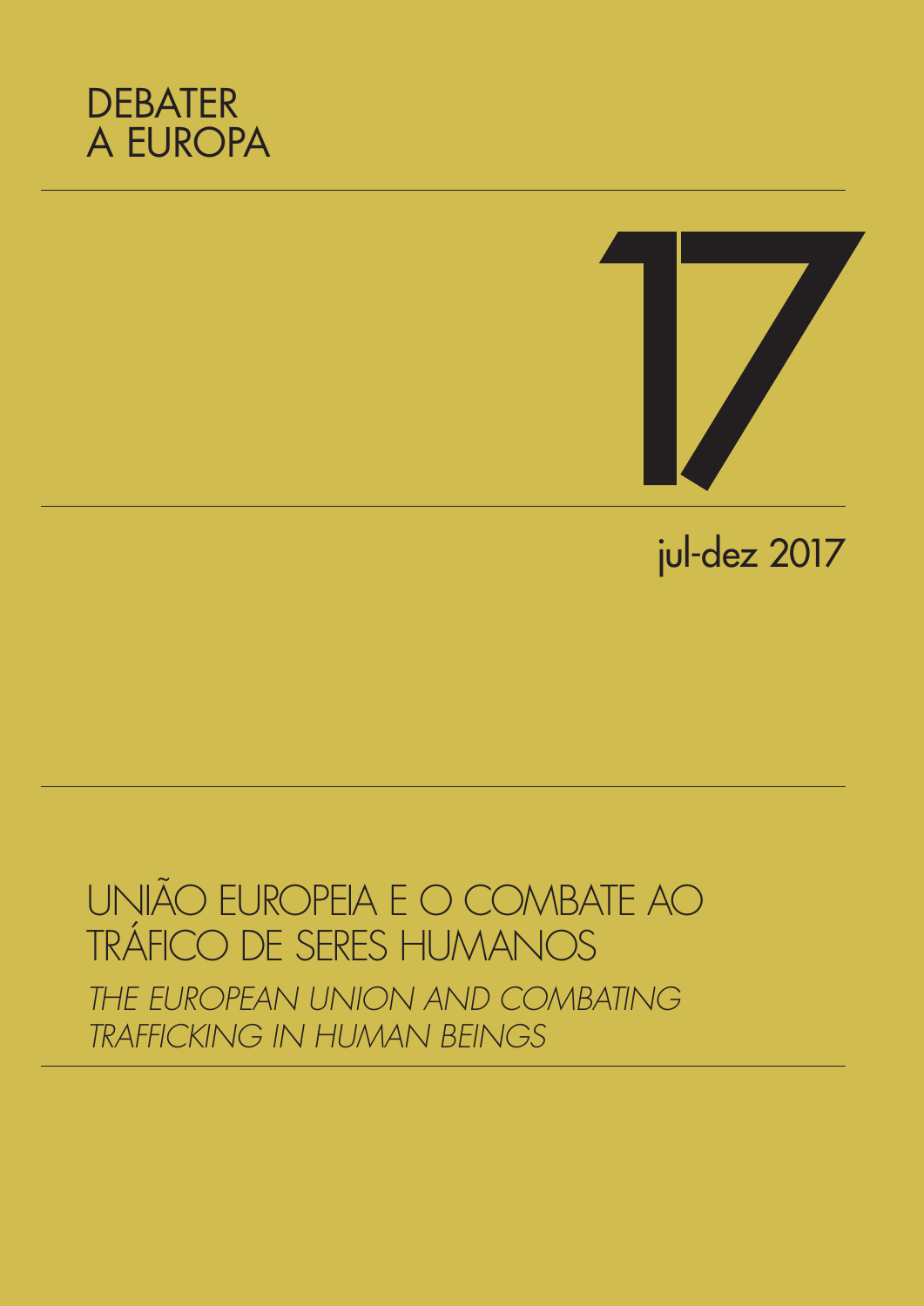DEBATER
A EUROPA

# 17

jul-dez 2017

# UNIÃO EUROPEIA E O COMBATE AO TRÁFICO DE SERES HUMANOS

*THE EUROPEAN UNION AND COMBATING TRAFFICKING IN HUMAN BEINGS*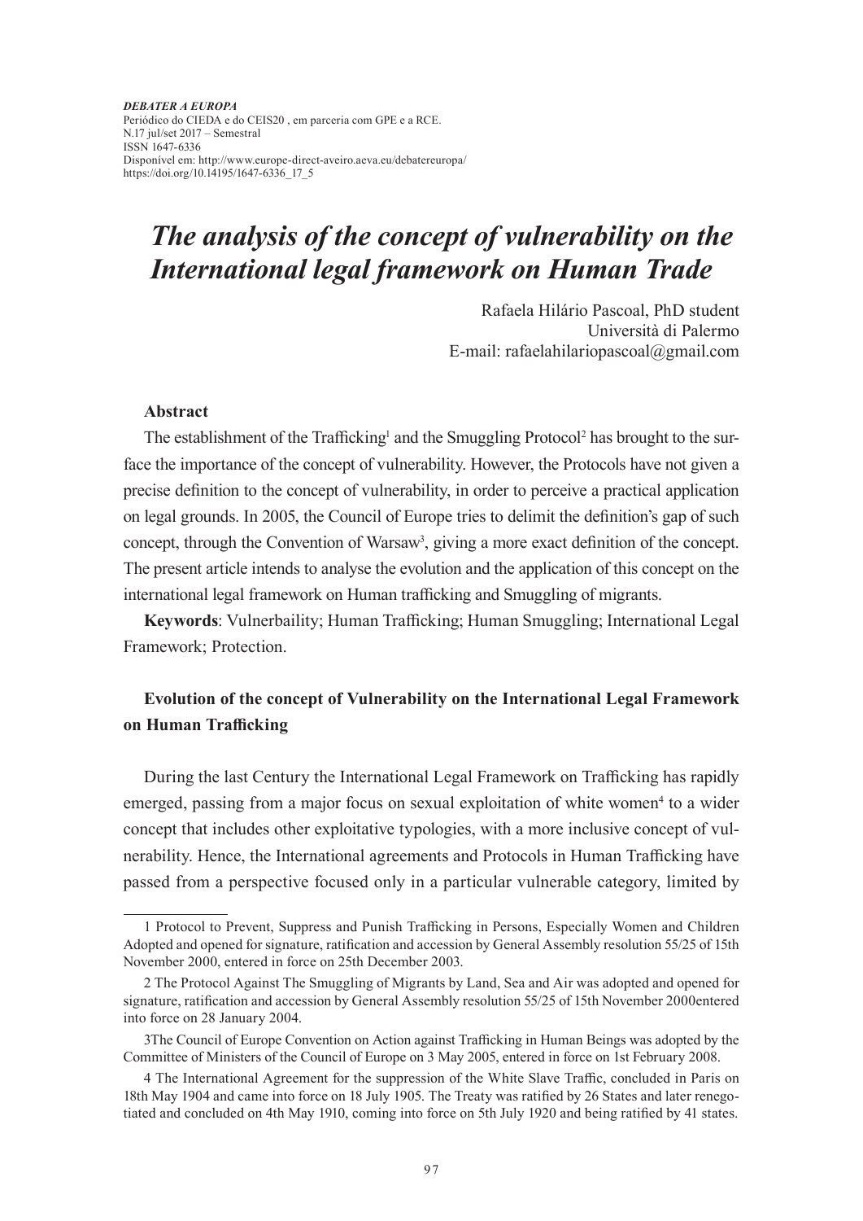*DEBATER A EUROPA*
Periódico do CIEDA e do CEIS20 , em parceria com GPE e a RCE.
N.17 jul/set 2017 – Semestral
ISSN 1647-6336
Disponível em: http://www.europe-direct-aveiro.aeva.eu/debatereuropa/
https://doi.org/10.14195/1647-6336_17_5

# *The analysis of the concept of vulnerability on the International legal framework on Human Trade*

Rafaela Hilário Pascoal, PhD student
Università di Palermo
E-mail: rafaelahilariopascoal@gmail.com

**Abstract**

The establishment of the Trafficking[1] and the Smuggling Protocol[2] has brought to the surface the importance of the concept of vulnerability. However, the Protocols have not given a precise definition to the concept of vulnerability, in order to perceive a practical application on legal grounds. In 2005, the Council of Europe tries to delimit the definition's gap of such concept, through the Convention of Warsaw[3], giving a more exact definition of the concept. The present article intends to analyse the evolution and the application of this concept on the international legal framework on Human trafficking and Smuggling of migrants.

**Keywords**: Vulnerbaility; Human Trafficking; Human Smuggling; International Legal Framework; Protection.

## Evolution of the concept of Vulnerability on the International Legal Framework on Human Trafficking

During the last Century the International Legal Framework on Trafficking has rapidly emerged, passing from a major focus on sexual exploitation of white women[4] to a wider concept that includes other exploitative typologies, with a more inclusive concept of vulnerability. Hence, the International agreements and Protocols in Human Trafficking have passed from a perspective focused only in a particular vulnerable category, limited by

---

1 Protocol to Prevent, Suppress and Punish Trafficking in Persons, Especially Women and Children Adopted and opened for signature, ratification and accession by General Assembly resolution 55/25 of 15th November 2000, entered in force on 25th December 2003.

2 The Protocol Against The Smuggling of Migrants by Land, Sea and Air was adopted and opened for signature, ratification and accession by General Assembly resolution 55/25 of 15th November 2000entered into force on 28 January 2004.

3The Council of Europe Convention on Action against Trafficking in Human Beings was adopted by the Committee of Ministers of the Council of Europe on 3 May 2005, entered in force on 1st February 2008.

4 The International Agreement for the suppression of the White Slave Traffic, concluded in Paris on 18th May 1904 and came into force on 18 July 1905. The Treaty was ratified by 26 States and later renegotiated and concluded on 4th May 1910, coming into force on 5th July 1920 and being ratified by 41 states.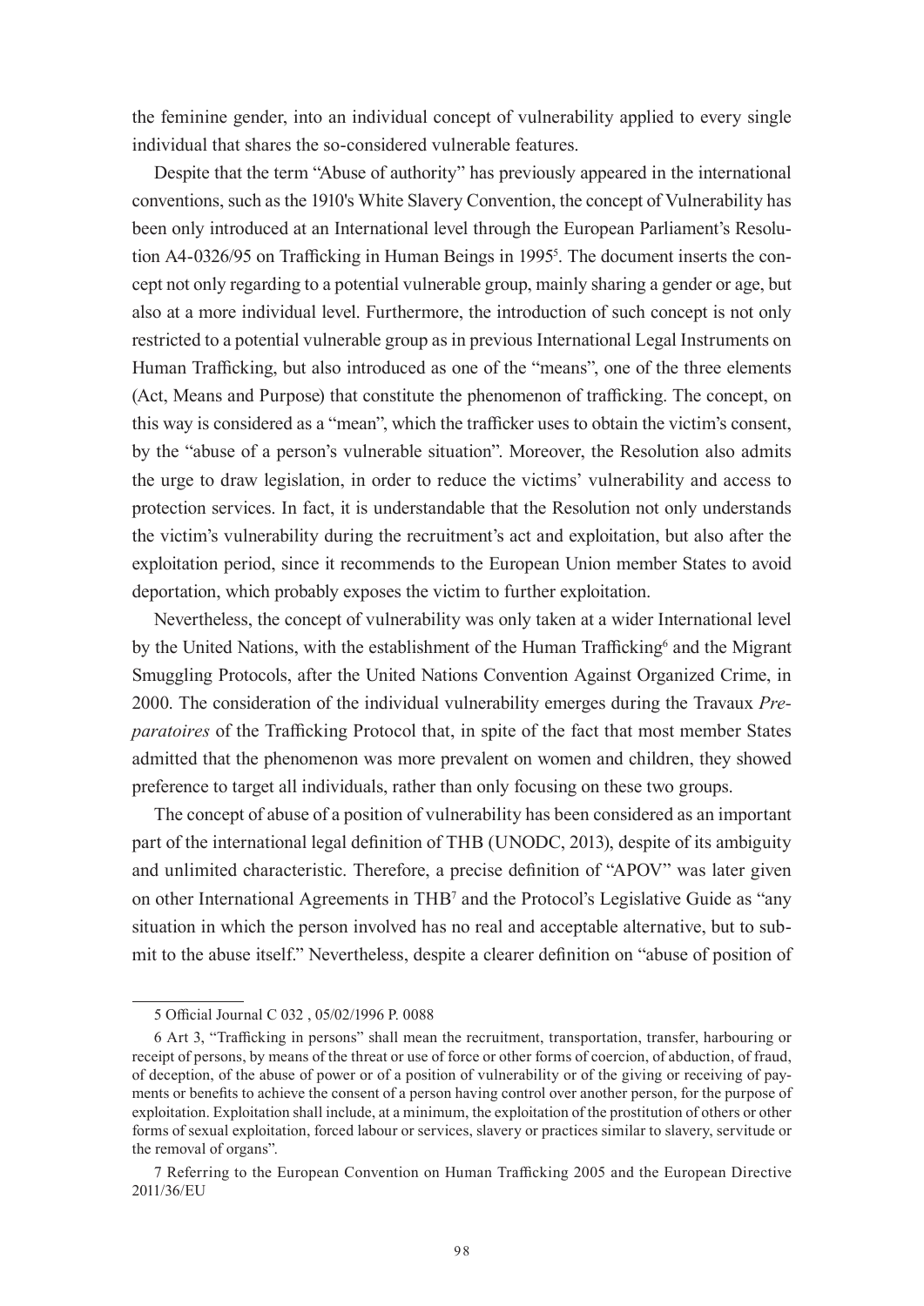the feminine gender, into an individual concept of vulnerability applied to every single individual that shares the so-considered vulnerable features.

Despite that the term "Abuse of authority" has previously appeared in the international conventions, such as the 1910's White Slavery Convention, the concept of Vulnerability has been only introduced at an International level through the European Parliament's Resolution A4-0326/95 on Trafficking in Human Beings in 1995[5]. The document inserts the concept not only regarding to a potential vulnerable group, mainly sharing a gender or age, but also at a more individual level. Furthermore, the introduction of such concept is not only restricted to a potential vulnerable group as in previous International Legal Instruments on Human Trafficking, but also introduced as one of the "means", one of the three elements (Act, Means and Purpose) that constitute the phenomenon of trafficking. The concept, on this way is considered as a "mean", which the trafficker uses to obtain the victim's consent, by the "abuse of a person's vulnerable situation". Moreover, the Resolution also admits the urge to draw legislation, in order to reduce the victims' vulnerability and access to protection services. In fact, it is understandable that the Resolution not only understands the victim's vulnerability during the recruitment's act and exploitation, but also after the exploitation period, since it recommends to the European Union member States to avoid deportation, which probably exposes the victim to further exploitation.

Nevertheless, the concept of vulnerability was only taken at a wider International level by the United Nations, with the establishment of the Human Trafficking[6] and the Migrant Smuggling Protocols, after the United Nations Convention Against Organized Crime, in 2000. The consideration of the individual vulnerability emerges during the Travaux *Preparatoires* of the Trafficking Protocol that, in spite of the fact that most member States admitted that the phenomenon was more prevalent on women and children, they showed preference to target all individuals, rather than only focusing on these two groups.

The concept of abuse of a position of vulnerability has been considered as an important part of the international legal definition of THB (UNODC, 2013), despite of its ambiguity and unlimited characteristic. Therefore, a precise definition of "APOV" was later given on other International Agreements in THB[7] and the Protocol's Legislative Guide as "any situation in which the person involved has no real and acceptable alternative, but to submit to the abuse itself." Nevertheless, despite a clearer definition on "abuse of position of

---

5 Official Journal C 032 , 05/02/1996 P. 0088

6 Art 3, "Trafficking in persons" shall mean the recruitment, transportation, transfer, harbouring or receipt of persons, by means of the threat or use of force or other forms of coercion, of abduction, of fraud, of deception, of the abuse of power or of a position of vulnerability or of the giving or receiving of payments or benefits to achieve the consent of a person having control over another person, for the purpose of exploitation. Exploitation shall include, at a minimum, the exploitation of the prostitution of others or other forms of sexual exploitation, forced labour or services, slavery or practices similar to slavery, servitude or the removal of organs".

7 Referring to the European Convention on Human Trafficking 2005 and the European Directive 2011/36/EU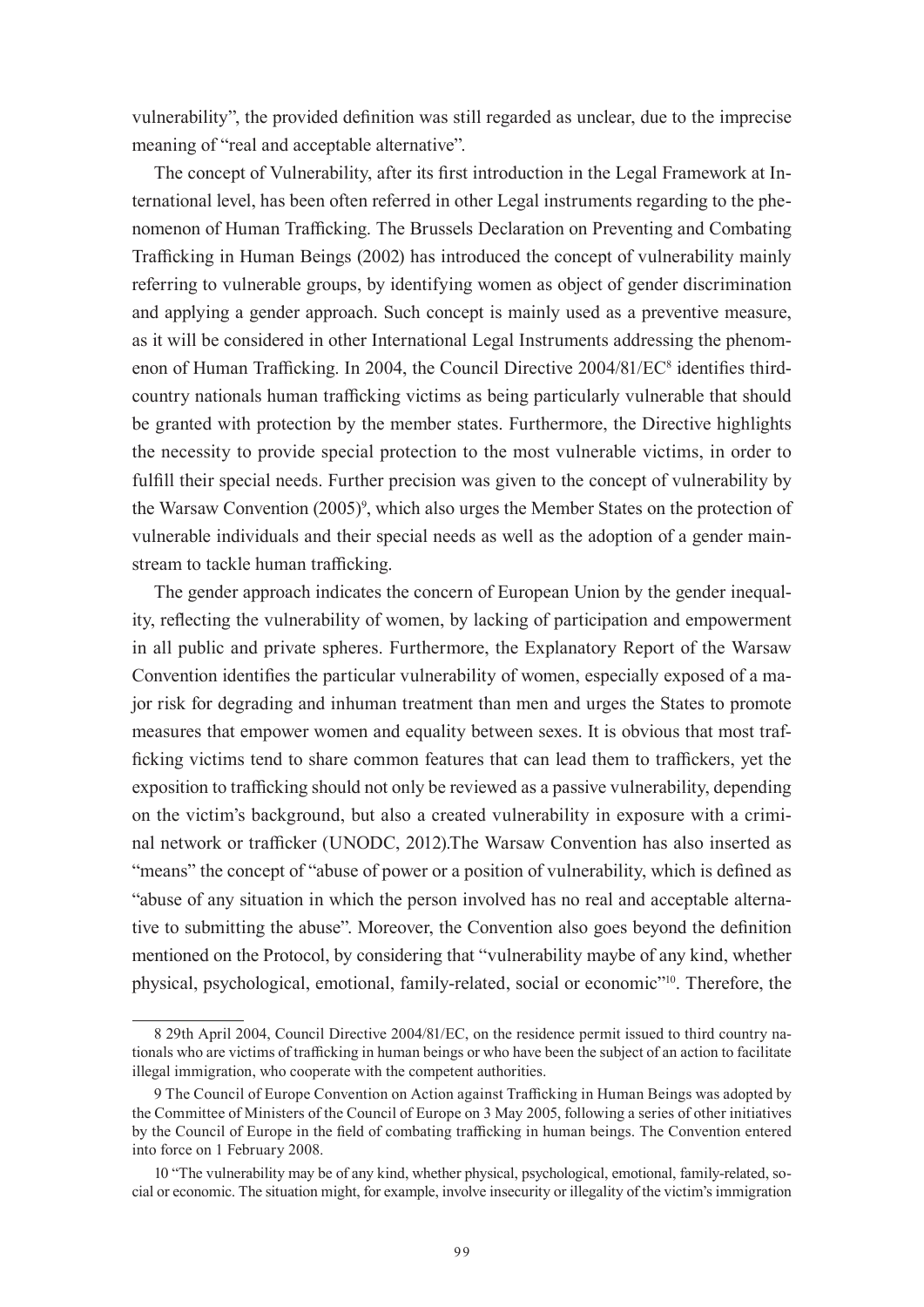vulnerability", the provided definition was still regarded as unclear, due to the imprecise meaning of "real and acceptable alternative".

The concept of Vulnerability, after its first introduction in the Legal Framework at International level, has been often referred in other Legal instruments regarding to the phenomenon of Human Trafficking. The Brussels Declaration on Preventing and Combating Trafficking in Human Beings (2002) has introduced the concept of vulnerability mainly referring to vulnerable groups, by identifying women as object of gender discrimination and applying a gender approach. Such concept is mainly used as a preventive measure, as it will be considered in other International Legal Instruments addressing the phenomenon of Human Trafficking. In 2004, the Council Directive 2004/81/EC[8] identifies third-country nationals human trafficking victims as being particularly vulnerable that should be granted with protection by the member states. Furthermore, the Directive highlights the necessity to provide special protection to the most vulnerable victims, in order to fulfill their special needs. Further precision was given to the concept of vulnerability by the Warsaw Convention (2005)[9], which also urges the Member States on the protection of vulnerable individuals and their special needs as well as the adoption of a gender mainstream to tackle human trafficking.

The gender approach indicates the concern of European Union by the gender inequality, reflecting the vulnerability of women, by lacking of participation and empowerment in all public and private spheres. Furthermore, the Explanatory Report of the Warsaw Convention identifies the particular vulnerability of women, especially exposed of a major risk for degrading and inhuman treatment than men and urges the States to promote measures that empower women and equality between sexes. It is obvious that most trafficking victims tend to share common features that can lead them to traffickers, yet the exposition to trafficking should not only be reviewed as a passive vulnerability, depending on the victim's background, but also a created vulnerability in exposure with a criminal network or trafficker (UNODC, 2012).The Warsaw Convention has also inserted as "means" the concept of "abuse of power or a position of vulnerability, which is defined as "abuse of any situation in which the person involved has no real and acceptable alternative to submitting the abuse". Moreover, the Convention also goes beyond the definition mentioned on the Protocol, by considering that "vulnerability maybe of any kind, whether physical, psychological, emotional, family-related, social or economic"[10]. Therefore, the

---

8 29th April 2004, Council Directive 2004/81/EC, on the residence permit issued to third country nationals who are victims of trafficking in human beings or who have been the subject of an action to facilitate illegal immigration, who cooperate with the competent authorities.

9 The Council of Europe Convention on Action against Trafficking in Human Beings was adopted by the Committee of Ministers of the Council of Europe on 3 May 2005, following a series of other initiatives by the Council of Europe in the field of combating trafficking in human beings. The Convention entered into force on 1 February 2008.

10 "The vulnerability may be of any kind, whether physical, psychological, emotional, family-related, social or economic. The situation might, for example, involve insecurity or illegality of the victim's immigration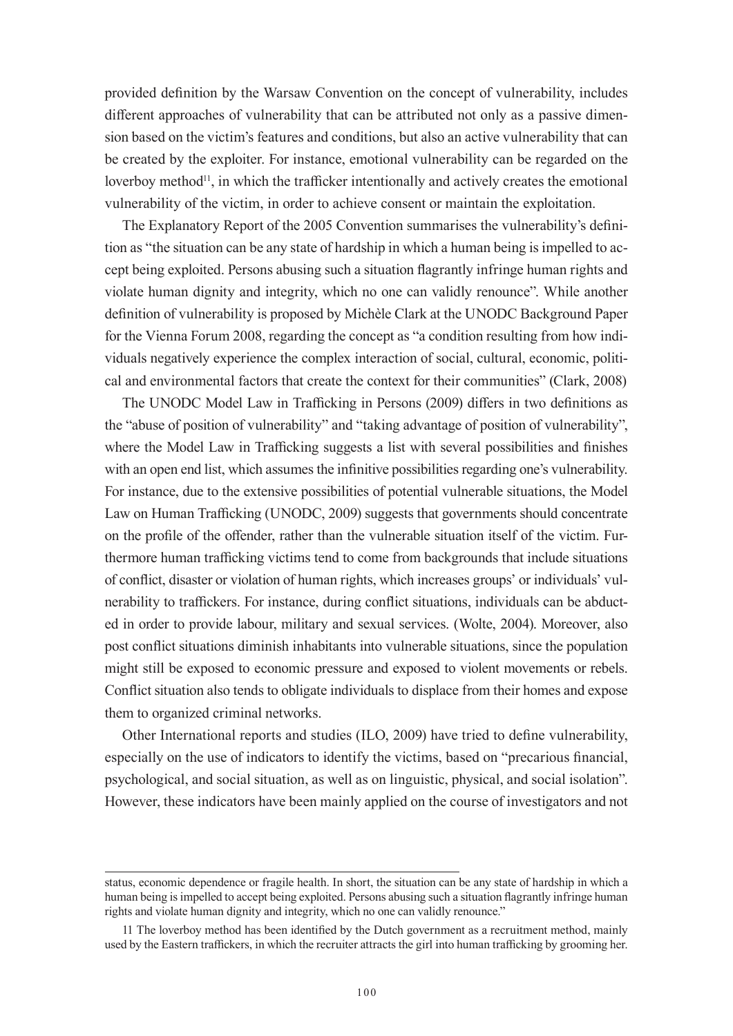provided definition by the Warsaw Convention on the concept of vulnerability, includes different approaches of vulnerability that can be attributed not only as a passive dimension based on the victim's features and conditions, but also an active vulnerability that can be created by the exploiter. For instance, emotional vulnerability can be regarded on the loverboy method[11], in which the trafficker intentionally and actively creates the emotional vulnerability of the victim, in order to achieve consent or maintain the exploitation.

The Explanatory Report of the 2005 Convention summarises the vulnerability's definition as "the situation can be any state of hardship in which a human being is impelled to accept being exploited. Persons abusing such a situation flagrantly infringe human rights and violate human dignity and integrity, which no one can validly renounce". While another definition of vulnerability is proposed by Michèle Clark at the UNODC Background Paper for the Vienna Forum 2008, regarding the concept as "a condition resulting from how individuals negatively experience the complex interaction of social, cultural, economic, political and environmental factors that create the context for their communities" (Clark, 2008)

The UNODC Model Law in Trafficking in Persons (2009) differs in two definitions as the "abuse of position of vulnerability" and "taking advantage of position of vulnerability", where the Model Law in Trafficking suggests a list with several possibilities and finishes with an open end list, which assumes the infinitive possibilities regarding one's vulnerability. For instance, due to the extensive possibilities of potential vulnerable situations, the Model Law on Human Trafficking (UNODC, 2009) suggests that governments should concentrate on the profile of the offender, rather than the vulnerable situation itself of the victim. Furthermore human trafficking victims tend to come from backgrounds that include situations of conflict, disaster or violation of human rights, which increases groups' or individuals' vulnerability to traffickers. For instance, during conflict situations, individuals can be abducted in order to provide labour, military and sexual services. (Wolte, 2004). Moreover, also post conflict situations diminish inhabitants into vulnerable situations, since the population might still be exposed to economic pressure and exposed to violent movements or rebels. Conflict situation also tends to obligate individuals to displace from their homes and expose them to organized criminal networks.

Other International reports and studies (ILO, 2009) have tried to define vulnerability, especially on the use of indicators to identify the victims, based on "precarious financial, psychological, and social situation, as well as on linguistic, physical, and social isolation". However, these indicators have been mainly applied on the course of investigators and not

---

status, economic dependence or fragile health. In short, the situation can be any state of hardship in which a human being is impelled to accept being exploited. Persons abusing such a situation flagrantly infringe human rights and violate human dignity and integrity, which no one can validly renounce."

11 The loverboy method has been identified by the Dutch government as a recruitment method, mainly used by the Eastern traffickers, in which the recruiter attracts the girl into human trafficking by grooming her.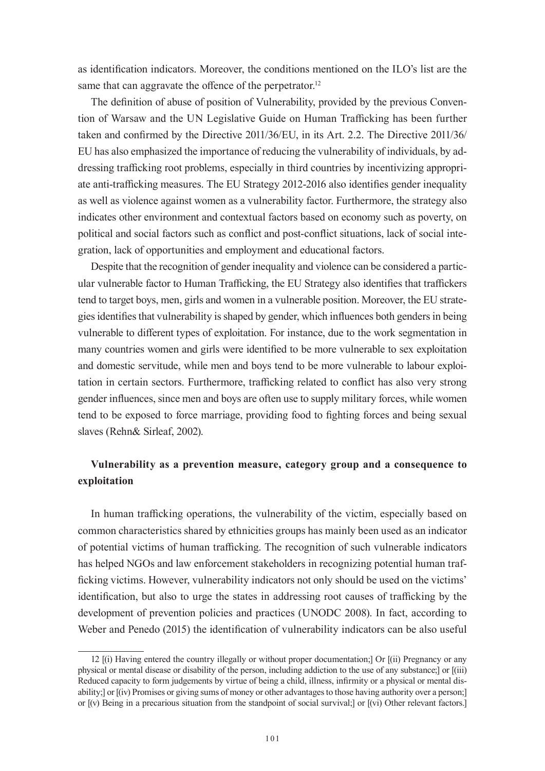as identification indicators. Moreover, the conditions mentioned on the ILO's list are the same that can aggravate the offence of the perpetrator.[12]

The definition of abuse of position of Vulnerability, provided by the previous Convention of Warsaw and the UN Legislative Guide on Human Trafficking has been further taken and confirmed by the Directive 2011/36/EU, in its Art. 2.2. The Directive 2011/36/EU has also emphasized the importance of reducing the vulnerability of individuals, by addressing trafficking root problems, especially in third countries by incentivizing appropriate anti-trafficking measures. The EU Strategy 2012-2016 also identifies gender inequality as well as violence against women as a vulnerability factor. Furthermore, the strategy also indicates other environment and contextual factors based on economy such as poverty, on political and social factors such as conflict and post-conflict situations, lack of social integration, lack of opportunities and employment and educational factors.

Despite that the recognition of gender inequality and violence can be considered a particular vulnerable factor to Human Trafficking, the EU Strategy also identifies that traffickers tend to target boys, men, girls and women in a vulnerable position. Moreover, the EU strategies identifies that vulnerability is shaped by gender, which influences both genders in being vulnerable to different types of exploitation. For instance, due to the work segmentation in many countries women and girls were identified to be more vulnerable to sex exploitation and domestic servitude, while men and boys tend to be more vulnerable to labour exploitation in certain sectors. Furthermore, trafficking related to conflict has also very strong gender influences, since men and boys are often use to supply military forces, while women tend to be exposed to force marriage, providing food to fighting forces and being sexual slaves (Rehn& Sirleaf, 2002).

## Vulnerability as a prevention measure, category group and a consequence to exploitation

In human trafficking operations, the vulnerability of the victim, especially based on common characteristics shared by ethnicities groups has mainly been used as an indicator of potential victims of human trafficking. The recognition of such vulnerable indicators has helped NGOs and law enforcement stakeholders in recognizing potential human trafficking victims. However, vulnerability indicators not only should be used on the victims' identification, but also to urge the states in addressing root causes of trafficking by the development of prevention policies and practices (UNODC 2008). In fact, according to Weber and Penedo (2015) the identification of vulnerability indicators can be also useful

---

12 [(i) Having entered the country illegally or without proper documentation;] Or [(ii) Pregnancy or any physical or mental disease or disability of the person, including addiction to the use of any substance;] or [(iii) Reduced capacity to form judgements by virtue of being a child, illness, infirmity or a physical or mental disability;] or [(iv) Promises or giving sums of money or other advantages to those having authority over a person;] or [(v) Being in a precarious situation from the standpoint of social survival;] or [(vi) Other relevant factors.]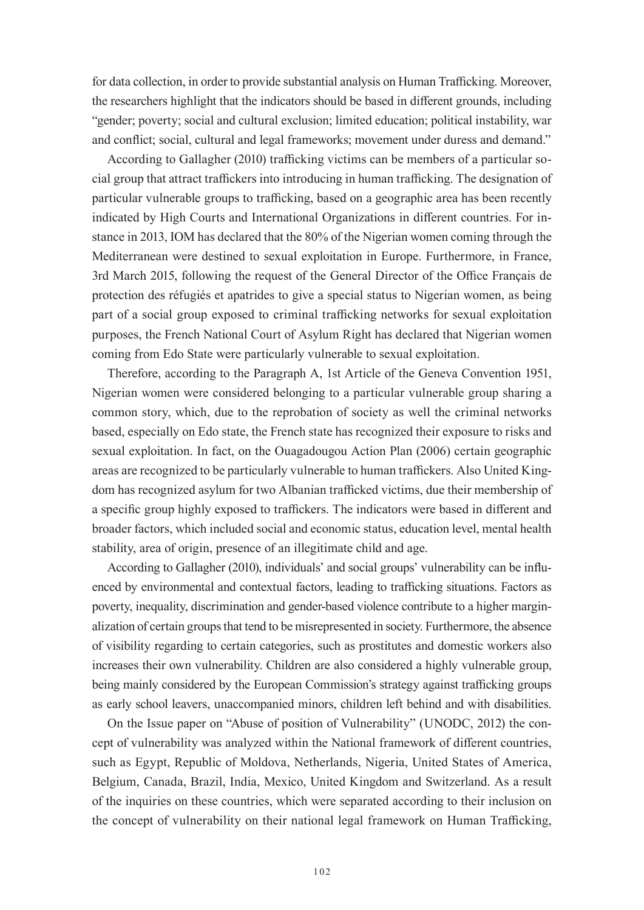for data collection, in order to provide substantial analysis on Human Trafficking. Moreover, the researchers highlight that the indicators should be based in different grounds, including "gender; poverty; social and cultural exclusion; limited education; political instability, war and conflict; social, cultural and legal frameworks; movement under duress and demand."

According to Gallagher (2010) trafficking victims can be members of a particular social group that attract traffickers into introducing in human trafficking. The designation of particular vulnerable groups to trafficking, based on a geographic area has been recently indicated by High Courts and International Organizations in different countries. For instance in 2013, IOM has declared that the 80% of the Nigerian women coming through the Mediterranean were destined to sexual exploitation in Europe. Furthermore, in France, 3rd March 2015, following the request of the General Director of the Office Français de protection des réfugiés et apatrides to give a special status to Nigerian women, as being part of a social group exposed to criminal trafficking networks for sexual exploitation purposes, the French National Court of Asylum Right has declared that Nigerian women coming from Edo State were particularly vulnerable to sexual exploitation.

Therefore, according to the Paragraph A, 1st Article of the Geneva Convention 1951, Nigerian women were considered belonging to a particular vulnerable group sharing a common story, which, due to the reprobation of society as well the criminal networks based, especially on Edo state, the French state has recognized their exposure to risks and sexual exploitation. In fact, on the Ouagadougou Action Plan (2006) certain geographic areas are recognized to be particularly vulnerable to human traffickers. Also United Kingdom has recognized asylum for two Albanian trafficked victims, due their membership of a specific group highly exposed to traffickers. The indicators were based in different and broader factors, which included social and economic status, education level, mental health stability, area of origin, presence of an illegitimate child and age.

According to Gallagher (2010), individuals' and social groups' vulnerability can be influenced by environmental and contextual factors, leading to trafficking situations. Factors as poverty, inequality, discrimination and gender-based violence contribute to a higher marginalization of certain groups that tend to be misrepresented in society. Furthermore, the absence of visibility regarding to certain categories, such as prostitutes and domestic workers also increases their own vulnerability. Children are also considered a highly vulnerable group, being mainly considered by the European Commission's strategy against trafficking groups as early school leavers, unaccompanied minors, children left behind and with disabilities.

On the Issue paper on "Abuse of position of Vulnerability" (UNODC, 2012) the concept of vulnerability was analyzed within the National framework of different countries, such as Egypt, Republic of Moldova, Netherlands, Nigeria, United States of America, Belgium, Canada, Brazil, India, Mexico, United Kingdom and Switzerland. As a result of the inquiries on these countries, which were separated according to their inclusion on the concept of vulnerability on their national legal framework on Human Trafficking,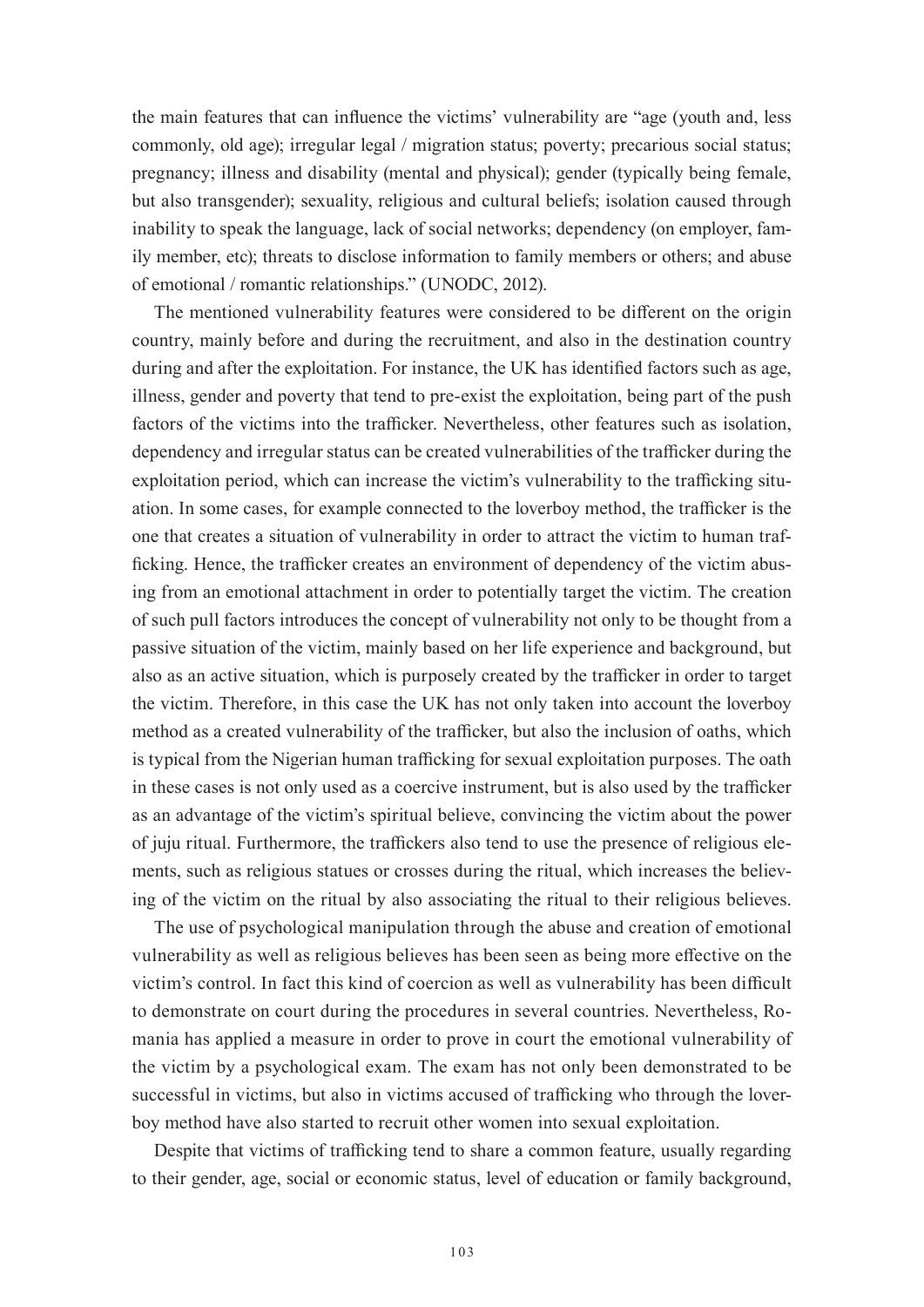the main features that can influence the victims' vulnerability are "age (youth and, less commonly, old age); irregular legal / migration status; poverty; precarious social status; pregnancy; illness and disability (mental and physical); gender (typically being female, but also transgender); sexuality, religious and cultural beliefs; isolation caused through inability to speak the language, lack of social networks; dependency (on employer, family member, etc); threats to disclose information to family members or others; and abuse of emotional / romantic relationships." (UNODC, 2012).

The mentioned vulnerability features were considered to be different on the origin country, mainly before and during the recruitment, and also in the destination country during and after the exploitation. For instance, the UK has identified factors such as age, illness, gender and poverty that tend to pre-exist the exploitation, being part of the push factors of the victims into the trafficker. Nevertheless, other features such as isolation, dependency and irregular status can be created vulnerabilities of the trafficker during the exploitation period, which can increase the victim's vulnerability to the trafficking situation. In some cases, for example connected to the loverboy method, the trafficker is the one that creates a situation of vulnerability in order to attract the victim to human trafficking. Hence, the trafficker creates an environment of dependency of the victim abusing from an emotional attachment in order to potentially target the victim. The creation of such pull factors introduces the concept of vulnerability not only to be thought from a passive situation of the victim, mainly based on her life experience and background, but also as an active situation, which is purposely created by the trafficker in order to target the victim. Therefore, in this case the UK has not only taken into account the loverboy method as a created vulnerability of the trafficker, but also the inclusion of oaths, which is typical from the Nigerian human trafficking for sexual exploitation purposes. The oath in these cases is not only used as a coercive instrument, but is also used by the trafficker as an advantage of the victim's spiritual believe, convincing the victim about the power of juju ritual. Furthermore, the traffickers also tend to use the presence of religious elements, such as religious statues or crosses during the ritual, which increases the believing of the victim on the ritual by also associating the ritual to their religious believes.

The use of psychological manipulation through the abuse and creation of emotional vulnerability as well as religious believes has been seen as being more effective on the victim's control. In fact this kind of coercion as well as vulnerability has been difficult to demonstrate on court during the procedures in several countries. Nevertheless, Romania has applied a measure in order to prove in court the emotional vulnerability of the victim by a psychological exam. The exam has not only been demonstrated to be successful in victims, but also in victims accused of trafficking who through the loverboy method have also started to recruit other women into sexual exploitation.

Despite that victims of trafficking tend to share a common feature, usually regarding to their gender, age, social or economic status, level of education or family background,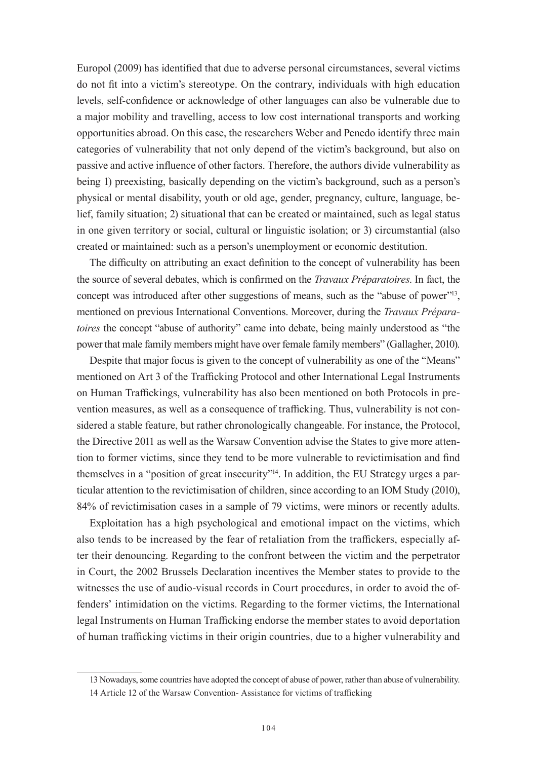Europol (2009) has identified that due to adverse personal circumstances, several victims do not fit into a victim's stereotype. On the contrary, individuals with high education levels, self-confidence or acknowledge of other languages can also be vulnerable due to a major mobility and travelling, access to low cost international transports and working opportunities abroad. On this case, the researchers Weber and Penedo identify three main categories of vulnerability that not only depend of the victim's background, but also on passive and active influence of other factors. Therefore, the authors divide vulnerability as being 1) preexisting, basically depending on the victim's background, such as a person's physical or mental disability, youth or old age, gender, pregnancy, culture, language, belief, family situation; 2) situational that can be created or maintained, such as legal status in one given territory or social, cultural or linguistic isolation; or 3) circumstantial (also created or maintained: such as a person's unemployment or economic destitution.

The difficulty on attributing an exact definition to the concept of vulnerability has been the source of several debates, which is confirmed on the *Travaux Préparatoires*. In fact, the concept was introduced after other suggestions of means, such as the "abuse of power"[13], mentioned on previous International Conventions. Moreover, during the *Travaux Préparatoires* the concept "abuse of authority" came into debate, being mainly understood as "the power that male family members might have over female family members" (Gallagher, 2010).

Despite that major focus is given to the concept of vulnerability as one of the "Means" mentioned on Art 3 of the Trafficking Protocol and other International Legal Instruments on Human Traffickings, vulnerability has also been mentioned on both Protocols in prevention measures, as well as a consequence of trafficking. Thus, vulnerability is not considered a stable feature, but rather chronologically changeable. For instance, the Protocol, the Directive 2011 as well as the Warsaw Convention advise the States to give more attention to former victims, since they tend to be more vulnerable to revictimisation and find themselves in a "position of great insecurity"[14]. In addition, the EU Strategy urges a particular attention to the revictimisation of children, since according to an IOM Study (2010), 84% of revictimisation cases in a sample of 79 victims, were minors or recently adults.

Exploitation has a high psychological and emotional impact on the victims, which also tends to be increased by the fear of retaliation from the traffickers, especially after their denouncing. Regarding to the confront between the victim and the perpetrator in Court, the 2002 Brussels Declaration incentives the Member states to provide to the witnesses the use of audio-visual records in Court procedures, in order to avoid the offenders' intimidation on the victims. Regarding to the former victims, the International legal Instruments on Human Trafficking endorse the member states to avoid deportation of human trafficking victims in their origin countries, due to a higher vulnerability and

13 Nowadays, some countries have adopted the concept of abuse of power, rather than abuse of vulnerability.

14 Article 12 of the Warsaw Convention- Assistance for victims of trafficking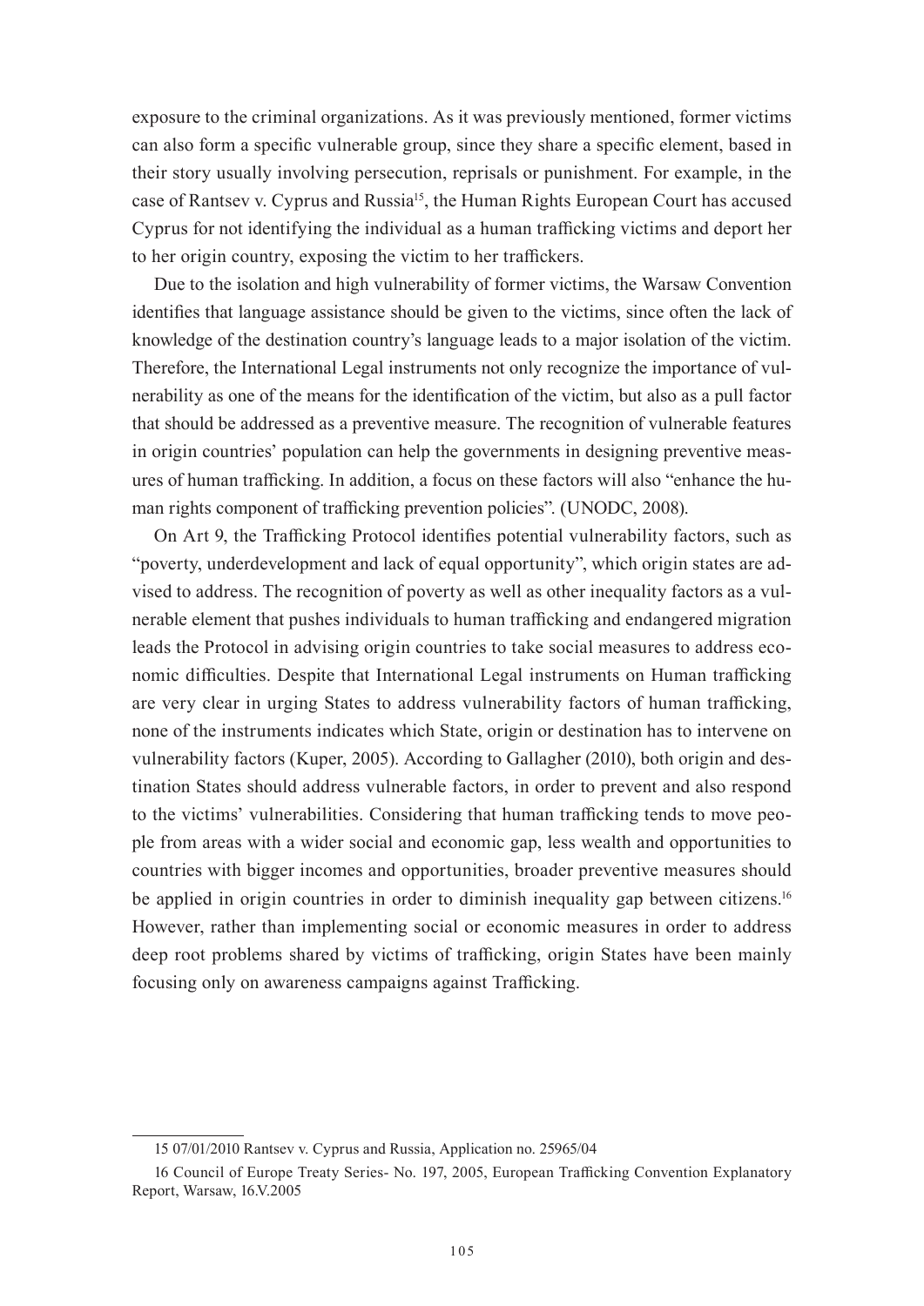exposure to the criminal organizations. As it was previously mentioned, former victims can also form a specific vulnerable group, since they share a specific element, based in their story usually involving persecution, reprisals or punishment. For example, in the case of Rantsev v. Cyprus and Russia[15], the Human Rights European Court has accused Cyprus for not identifying the individual as a human trafficking victims and deport her to her origin country, exposing the victim to her traffickers.

Due to the isolation and high vulnerability of former victims, the Warsaw Convention identifies that language assistance should be given to the victims, since often the lack of knowledge of the destination country's language leads to a major isolation of the victim. Therefore, the International Legal instruments not only recognize the importance of vulnerability as one of the means for the identification of the victim, but also as a pull factor that should be addressed as a preventive measure. The recognition of vulnerable features in origin countries' population can help the governments in designing preventive measures of human trafficking. In addition, a focus on these factors will also "enhance the human rights component of trafficking prevention policies". (UNODC, 2008).

On Art 9, the Trafficking Protocol identifies potential vulnerability factors, such as "poverty, underdevelopment and lack of equal opportunity", which origin states are advised to address. The recognition of poverty as well as other inequality factors as a vulnerable element that pushes individuals to human trafficking and endangered migration leads the Protocol in advising origin countries to take social measures to address economic difficulties. Despite that International Legal instruments on Human trafficking are very clear in urging States to address vulnerability factors of human trafficking, none of the instruments indicates which State, origin or destination has to intervene on vulnerability factors (Kuper, 2005). According to Gallagher (2010), both origin and destination States should address vulnerable factors, in order to prevent and also respond to the victims' vulnerabilities. Considering that human trafficking tends to move people from areas with a wider social and economic gap, less wealth and opportunities to countries with bigger incomes and opportunities, broader preventive measures should be applied in origin countries in order to diminish inequality gap between citizens.[16] However, rather than implementing social or economic measures in order to address deep root problems shared by victims of trafficking, origin States have been mainly focusing only on awareness campaigns against Trafficking.

---

15 07/01/2010 Rantsev v. Cyprus and Russia, Application no. 25965/04

16 Council of Europe Treaty Series- No. 197, 2005, European Trafficking Convention Explanatory Report, Warsaw, 16.V.2005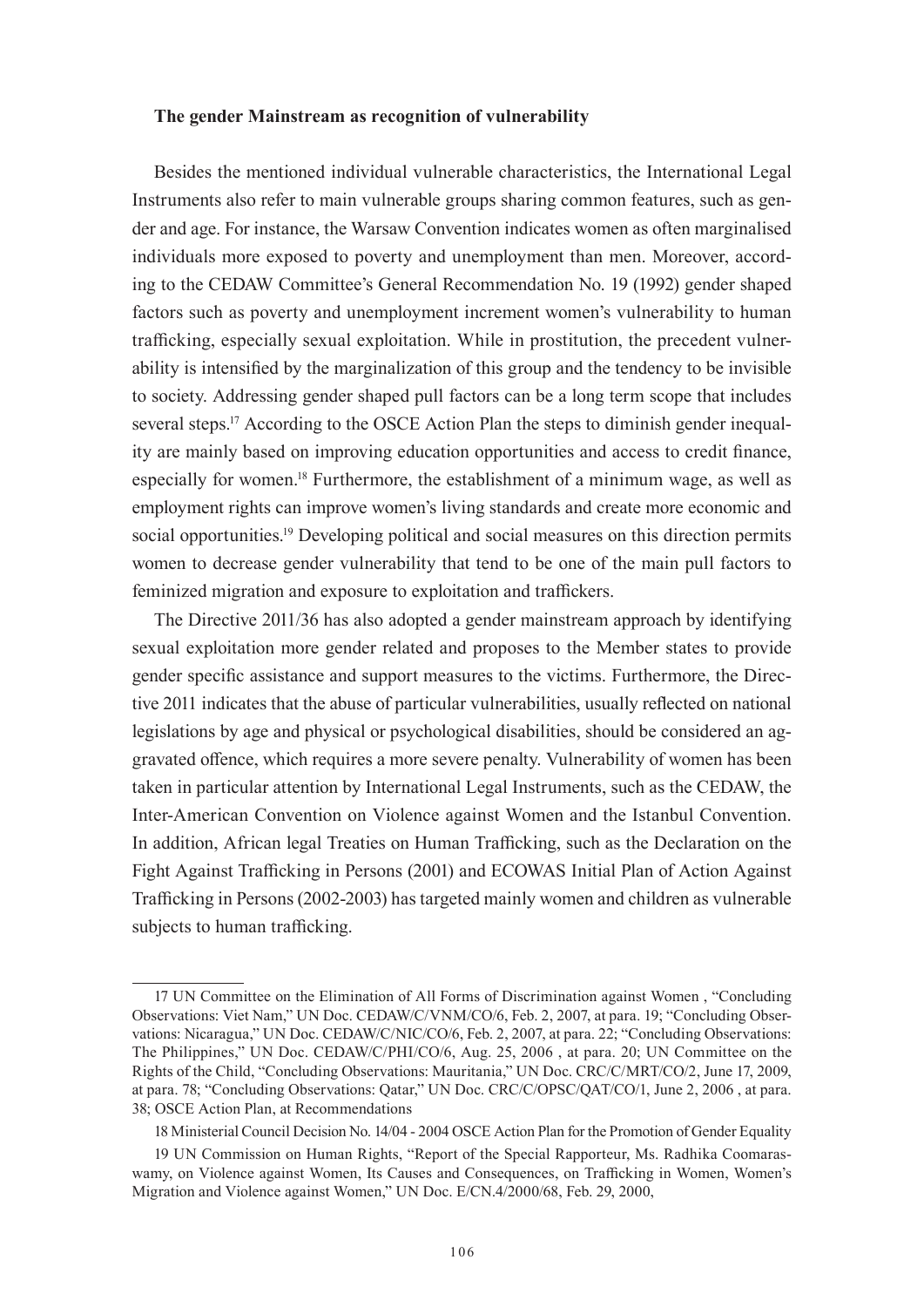**The gender Mainstream as recognition of vulnerability**

Besides the mentioned individual vulnerable characteristics, the International Legal Instruments also refer to main vulnerable groups sharing common features, such as gender and age. For instance, the Warsaw Convention indicates women as often marginalised individuals more exposed to poverty and unemployment than men. Moreover, according to the CEDAW Committee's General Recommendation No. 19 (1992) gender shaped factors such as poverty and unemployment increment women's vulnerability to human trafficking, especially sexual exploitation. While in prostitution, the precedent vulnerability is intensified by the marginalization of this group and the tendency to be invisible to society. Addressing gender shaped pull factors can be a long term scope that includes several steps.[17] According to the OSCE Action Plan the steps to diminish gender inequality are mainly based on improving education opportunities and access to credit finance, especially for women.[18] Furthermore, the establishment of a minimum wage, as well as employment rights can improve women's living standards and create more economic and social opportunities.[19] Developing political and social measures on this direction permits women to decrease gender vulnerability that tend to be one of the main pull factors to feminized migration and exposure to exploitation and traffickers.

The Directive 2011/36 has also adopted a gender mainstream approach by identifying sexual exploitation more gender related and proposes to the Member states to provide gender specific assistance and support measures to the victims. Furthermore, the Directive 2011 indicates that the abuse of particular vulnerabilities, usually reflected on national legislations by age and physical or psychological disabilities, should be considered an aggravated offence, which requires a more severe penalty. Vulnerability of women has been taken in particular attention by International Legal Instruments, such as the CEDAW, the Inter-American Convention on Violence against Women and the Istanbul Convention. In addition, African legal Treaties on Human Trafficking, such as the Declaration on the Fight Against Trafficking in Persons (2001) and ECOWAS Initial Plan of Action Against Trafficking in Persons (2002-2003) has targeted mainly women and children as vulnerable subjects to human trafficking.

---

17 UN Committee on the Elimination of All Forms of Discrimination against Women , "Concluding Observations: Viet Nam," UN Doc. CEDAW/C/VNM/CO/6, Feb. 2, 2007, at para. 19; "Concluding Observations: Nicaragua," UN Doc. CEDAW/C/NIC/CO/6, Feb. 2, 2007, at para. 22; "Concluding Observations: The Philippines," UN Doc. CEDAW/C/PHI/CO/6, Aug. 25, 2006 , at para. 20; UN Committee on the Rights of the Child, "Concluding Observations: Mauritania," UN Doc. CRC/C/MRT/CO/2, June 17, 2009, at para. 78; "Concluding Observations: Qatar," UN Doc. CRC/C/OPSC/QAT/CO/1, June 2, 2006 , at para. 38; OSCE Action Plan, at Recommendations

18 Ministerial Council Decision No. 14/04 - 2004 OSCE Action Plan for the Promotion of Gender Equality

19 UN Commission on Human Rights, "Report of the Special Rapporteur, Ms. Radhika Coomaraswamy, on Violence against Women, Its Causes and Consequences, on Trafficking in Women, Women's Migration and Violence against Women," UN Doc. E/CN.4/2000/68, Feb. 29, 2000,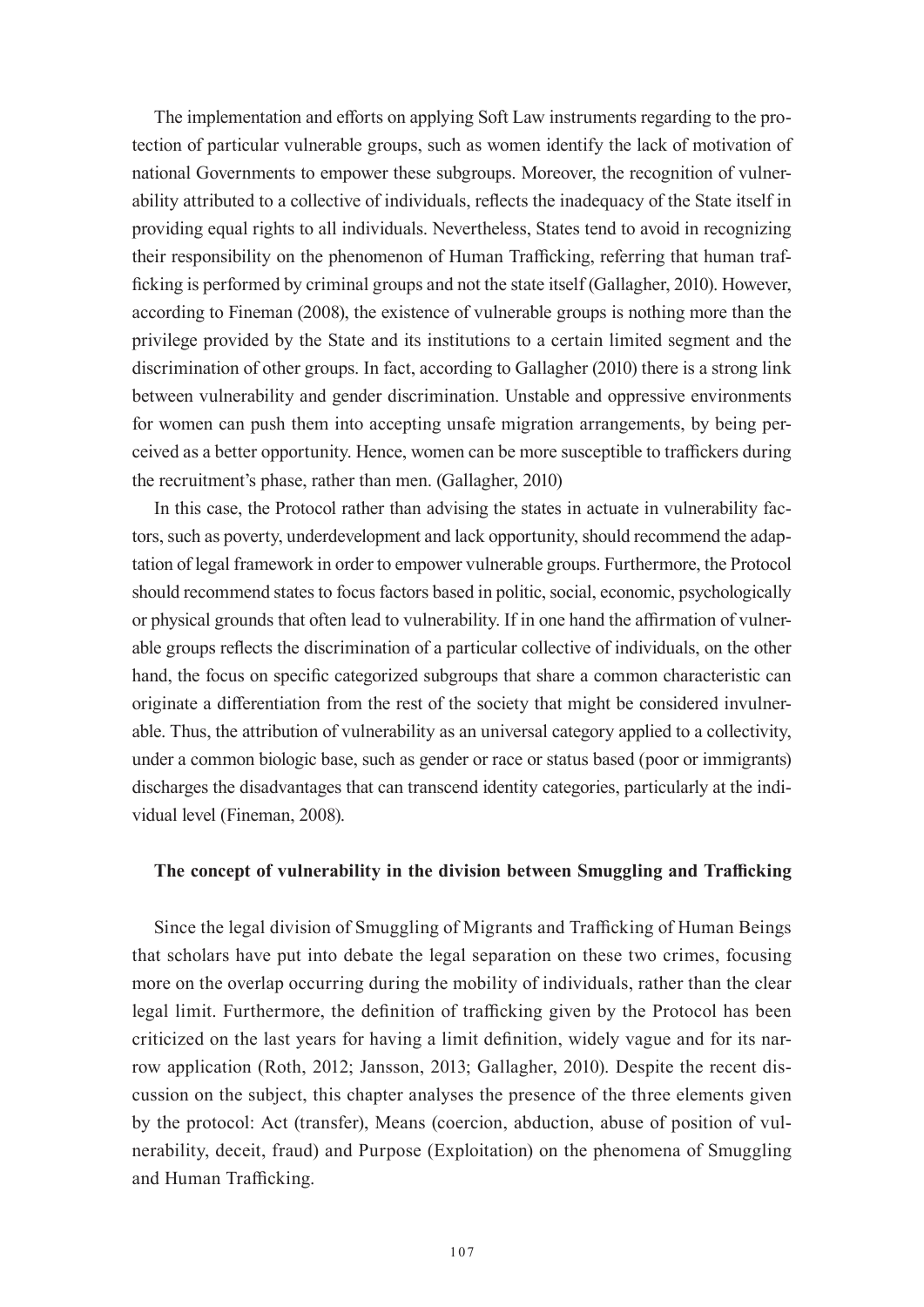The implementation and efforts on applying Soft Law instruments regarding to the protection of particular vulnerable groups, such as women identify the lack of motivation of national Governments to empower these subgroups. Moreover, the recognition of vulnerability attributed to a collective of individuals, reflects the inadequacy of the State itself in providing equal rights to all individuals. Nevertheless, States tend to avoid in recognizing their responsibility on the phenomenon of Human Trafficking, referring that human trafficking is performed by criminal groups and not the state itself (Gallagher, 2010). However, according to Fineman (2008), the existence of vulnerable groups is nothing more than the privilege provided by the State and its institutions to a certain limited segment and the discrimination of other groups. In fact, according to Gallagher (2010) there is a strong link between vulnerability and gender discrimination. Unstable and oppressive environments for women can push them into accepting unsafe migration arrangements, by being perceived as a better opportunity. Hence, women can be more susceptible to traffickers during the recruitment's phase, rather than men. (Gallagher, 2010)

In this case, the Protocol rather than advising the states in actuate in vulnerability factors, such as poverty, underdevelopment and lack opportunity, should recommend the adaptation of legal framework in order to empower vulnerable groups. Furthermore, the Protocol should recommend states to focus factors based in politic, social, economic, psychologically or physical grounds that often lead to vulnerability. If in one hand the affirmation of vulnerable groups reflects the discrimination of a particular collective of individuals, on the other hand, the focus on specific categorized subgroups that share a common characteristic can originate a differentiation from the rest of the society that might be considered invulnerable. Thus, the attribution of vulnerability as an universal category applied to a collectivity, under a common biologic base, such as gender or race or status based (poor or immigrants) discharges the disadvantages that can transcend identity categories, particularly at the individual level (Fineman, 2008).

### The concept of vulnerability in the division between Smuggling and Trafficking

Since the legal division of Smuggling of Migrants and Trafficking of Human Beings that scholars have put into debate the legal separation on these two crimes, focusing more on the overlap occurring during the mobility of individuals, rather than the clear legal limit. Furthermore, the definition of trafficking given by the Protocol has been criticized on the last years for having a limit definition, widely vague and for its narrow application (Roth, 2012; Jansson, 2013; Gallagher, 2010). Despite the recent discussion on the subject, this chapter analyses the presence of the three elements given by the protocol: Act (transfer), Means (coercion, abduction, abuse of position of vulnerability, deceit, fraud) and Purpose (Exploitation) on the phenomena of Smuggling and Human Trafficking.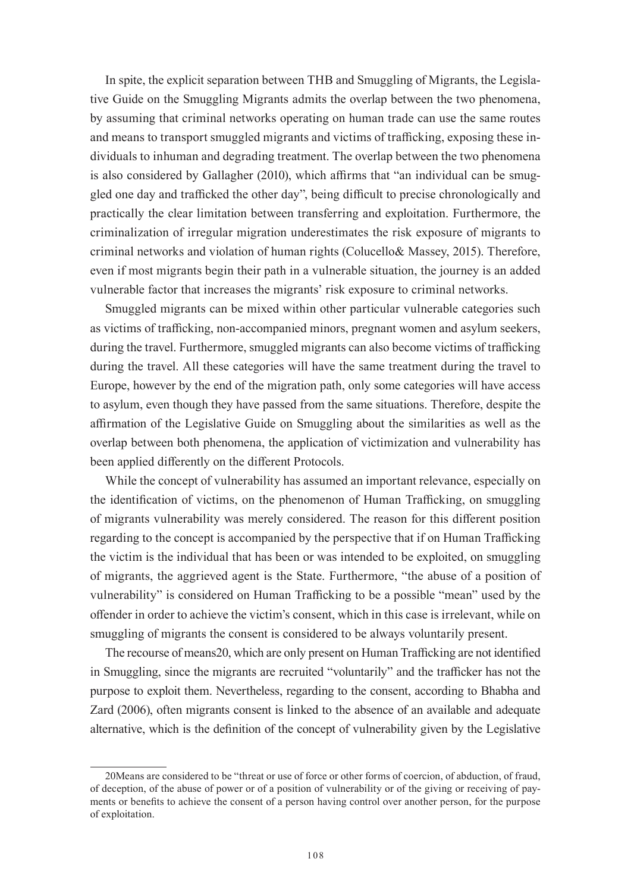In spite, the explicit separation between THB and Smuggling of Migrants, the Legislative Guide on the Smuggling Migrants admits the overlap between the two phenomena, by assuming that criminal networks operating on human trade can use the same routes and means to transport smuggled migrants and victims of trafficking, exposing these individuals to inhuman and degrading treatment. The overlap between the two phenomena is also considered by Gallagher (2010), which affirms that "an individual can be smuggled one day and trafficked the other day", being difficult to precise chronologically and practically the clear limitation between transferring and exploitation. Furthermore, the criminalization of irregular migration underestimates the risk exposure of migrants to criminal networks and violation of human rights (Colucello& Massey, 2015). Therefore, even if most migrants begin their path in a vulnerable situation, the journey is an added vulnerable factor that increases the migrants' risk exposure to criminal networks.

Smuggled migrants can be mixed within other particular vulnerable categories such as victims of trafficking, non-accompanied minors, pregnant women and asylum seekers, during the travel. Furthermore, smuggled migrants can also become victims of trafficking during the travel. All these categories will have the same treatment during the travel to Europe, however by the end of the migration path, only some categories will have access to asylum, even though they have passed from the same situations. Therefore, despite the affirmation of the Legislative Guide on Smuggling about the similarities as well as the overlap between both phenomena, the application of victimization and vulnerability has been applied differently on the different Protocols.

While the concept of vulnerability has assumed an important relevance, especially on the identification of victims, on the phenomenon of Human Trafficking, on smuggling of migrants vulnerability was merely considered. The reason for this different position regarding to the concept is accompanied by the perspective that if on Human Trafficking the victim is the individual that has been or was intended to be exploited, on smuggling of migrants, the aggrieved agent is the State. Furthermore, "the abuse of a position of vulnerability" is considered on Human Trafficking to be a possible "mean" used by the offender in order to achieve the victim's consent, which in this case is irrelevant, while on smuggling of migrants the consent is considered to be always voluntarily present.

The recourse of means[20], which are only present on Human Trafficking are not identified in Smuggling, since the migrants are recruited "voluntarily" and the trafficker has not the purpose to exploit them. Nevertheless, regarding to the consent, according to Bhabha and Zard (2006), often migrants consent is linked to the absence of an available and adequate alternative, which is the definition of the concept of vulnerability given by the Legislative

---

20Means are considered to be "threat or use of force or other forms of coercion, of abduction, of fraud, of deception, of the abuse of power or of a position of vulnerability or of the giving or receiving of payments or benefits to achieve the consent of a person having control over another person, for the purpose of exploitation.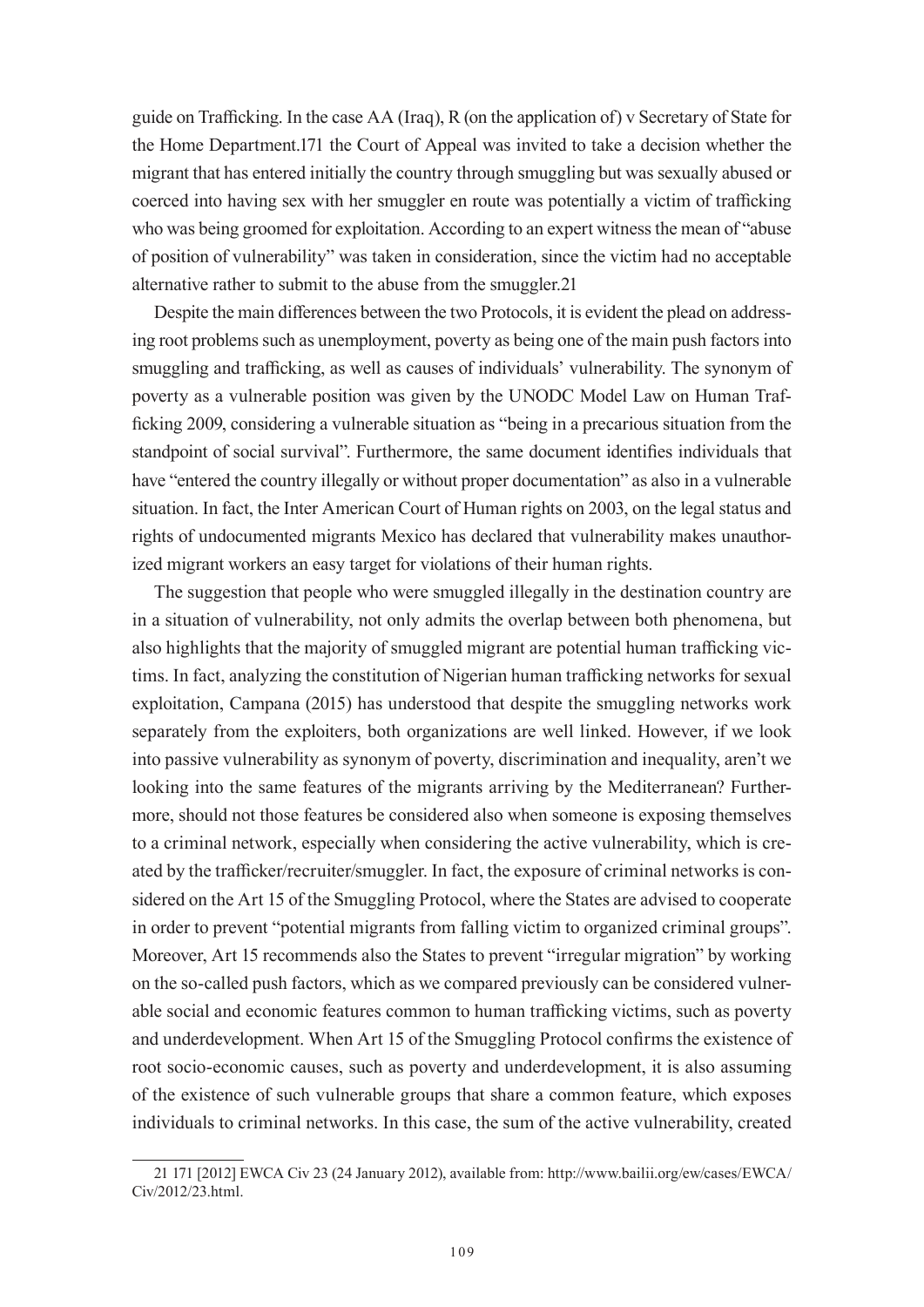guide on Trafficking. In the case AA (Iraq), R (on the application of) v Secretary of State for the Home Department.171 the Court of Appeal was invited to take a decision whether the migrant that has entered initially the country through smuggling but was sexually abused or coerced into having sex with her smuggler en route was potentially a victim of trafficking who was being groomed for exploitation. According to an expert witness the mean of "abuse of position of vulnerability" was taken in consideration, since the victim had no acceptable alternative rather to submit to the abuse from the smuggler.21

Despite the main differences between the two Protocols, it is evident the plead on addressing root problems such as unemployment, poverty as being one of the main push factors into smuggling and trafficking, as well as causes of individuals' vulnerability. The synonym of poverty as a vulnerable position was given by the UNODC Model Law on Human Trafficking 2009, considering a vulnerable situation as "being in a precarious situation from the standpoint of social survival". Furthermore, the same document identifies individuals that have "entered the country illegally or without proper documentation" as also in a vulnerable situation. In fact, the Inter American Court of Human rights on 2003, on the legal status and rights of undocumented migrants Mexico has declared that vulnerability makes unauthorized migrant workers an easy target for violations of their human rights.

The suggestion that people who were smuggled illegally in the destination country are in a situation of vulnerability, not only admits the overlap between both phenomena, but also highlights that the majority of smuggled migrant are potential human trafficking victims. In fact, analyzing the constitution of Nigerian human trafficking networks for sexual exploitation, Campana (2015) has understood that despite the smuggling networks work separately from the exploiters, both organizations are well linked. However, if we look into passive vulnerability as synonym of poverty, discrimination and inequality, aren't we looking into the same features of the migrants arriving by the Mediterranean? Furthermore, should not those features be considered also when someone is exposing themselves to a criminal network, especially when considering the active vulnerability, which is created by the trafficker/recruiter/smuggler. In fact, the exposure of criminal networks is considered on the Art 15 of the Smuggling Protocol, where the States are advised to cooperate in order to prevent "potential migrants from falling victim to organized criminal groups". Moreover, Art 15 recommends also the States to prevent "irregular migration" by working on the so-called push factors, which as we compared previously can be considered vulnerable social and economic features common to human trafficking victims, such as poverty and underdevelopment. When Art 15 of the Smuggling Protocol confirms the existence of root socio-economic causes, such as poverty and underdevelopment, it is also assuming of the existence of such vulnerable groups that share a common feature, which exposes individuals to criminal networks. In this case, the sum of the active vulnerability, created

---

21 171 [2012] EWCA Civ 23 (24 January 2012), available from: http://www.bailii.org/ew/cases/EWCA/Civ/2012/23.html.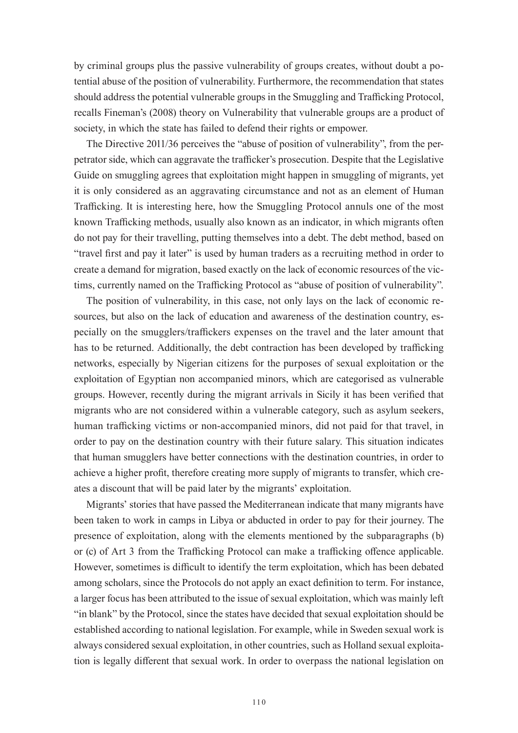by criminal groups plus the passive vulnerability of groups creates, without doubt a potential abuse of the position of vulnerability. Furthermore, the recommendation that states should address the potential vulnerable groups in the Smuggling and Trafficking Protocol, recalls Fineman's (2008) theory on Vulnerability that vulnerable groups are a product of society, in which the state has failed to defend their rights or empower.

The Directive 2011/36 perceives the "abuse of position of vulnerability", from the perpetrator side, which can aggravate the trafficker's prosecution. Despite that the Legislative Guide on smuggling agrees that exploitation might happen in smuggling of migrants, yet it is only considered as an aggravating circumstance and not as an element of Human Trafficking. It is interesting here, how the Smuggling Protocol annuls one of the most known Trafficking methods, usually also known as an indicator, in which migrants often do not pay for their travelling, putting themselves into a debt. The debt method, based on "travel first and pay it later" is used by human traders as a recruiting method in order to create a demand for migration, based exactly on the lack of economic resources of the victims, currently named on the Trafficking Protocol as "abuse of position of vulnerability".

The position of vulnerability, in this case, not only lays on the lack of economic resources, but also on the lack of education and awareness of the destination country, especially on the smugglers/traffickers expenses on the travel and the later amount that has to be returned. Additionally, the debt contraction has been developed by trafficking networks, especially by Nigerian citizens for the purposes of sexual exploitation or the exploitation of Egyptian non accompanied minors, which are categorised as vulnerable groups. However, recently during the migrant arrivals in Sicily it has been verified that migrants who are not considered within a vulnerable category, such as asylum seekers, human trafficking victims or non-accompanied minors, did not paid for that travel, in order to pay on the destination country with their future salary. This situation indicates that human smugglers have better connections with the destination countries, in order to achieve a higher profit, therefore creating more supply of migrants to transfer, which creates a discount that will be paid later by the migrants' exploitation.

Migrants' stories that have passed the Mediterranean indicate that many migrants have been taken to work in camps in Libya or abducted in order to pay for their journey. The presence of exploitation, along with the elements mentioned by the subparagraphs (b) or (c) of Art 3 from the Trafficking Protocol can make a trafficking offence applicable. However, sometimes is difficult to identify the term exploitation, which has been debated among scholars, since the Protocols do not apply an exact definition to term. For instance, a larger focus has been attributed to the issue of sexual exploitation, which was mainly left "in blank" by the Protocol, since the states have decided that sexual exploitation should be established according to national legislation. For example, while in Sweden sexual work is always considered sexual exploitation, in other countries, such as Holland sexual exploitation is legally different that sexual work. In order to overpass the national legislation on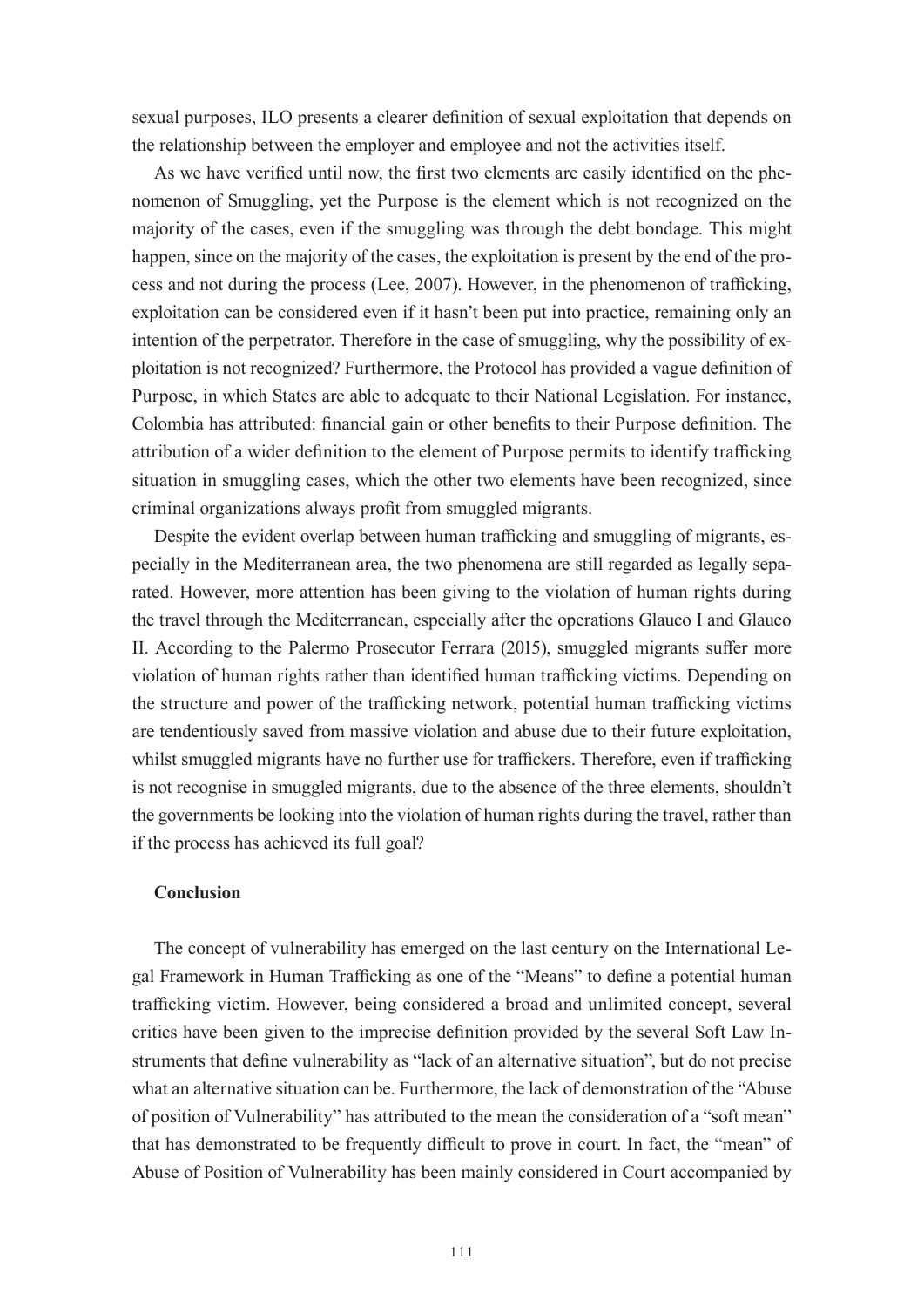sexual purposes, ILO presents a clearer definition of sexual exploitation that depends on the relationship between the employer and employee and not the activities itself.

As we have verified until now, the first two elements are easily identified on the phenomenon of Smuggling, yet the Purpose is the element which is not recognized on the majority of the cases, even if the smuggling was through the debt bondage. This might happen, since on the majority of the cases, the exploitation is present by the end of the process and not during the process (Lee, 2007). However, in the phenomenon of trafficking, exploitation can be considered even if it hasn't been put into practice, remaining only an intention of the perpetrator. Therefore in the case of smuggling, why the possibility of exploitation is not recognized? Furthermore, the Protocol has provided a vague definition of Purpose, in which States are able to adequate to their National Legislation. For instance, Colombia has attributed: financial gain or other benefits to their Purpose definition. The attribution of a wider definition to the element of Purpose permits to identify trafficking situation in smuggling cases, which the other two elements have been recognized, since criminal organizations always profit from smuggled migrants.

Despite the evident overlap between human trafficking and smuggling of migrants, especially in the Mediterranean area, the two phenomena are still regarded as legally separated. However, more attention has been giving to the violation of human rights during the travel through the Mediterranean, especially after the operations Glauco I and Glauco II. According to the Palermo Prosecutor Ferrara (2015), smuggled migrants suffer more violation of human rights rather than identified human trafficking victims. Depending on the structure and power of the trafficking network, potential human trafficking victims are tendentiously saved from massive violation and abuse due to their future exploitation, whilst smuggled migrants have no further use for traffickers. Therefore, even if trafficking is not recognise in smuggled migrants, due to the absence of the three elements, shouldn't the governments be looking into the violation of human rights during the travel, rather than if the process has achieved its full goal?

### Conclusion

The concept of vulnerability has emerged on the last century on the International Legal Framework in Human Trafficking as one of the "Means" to define a potential human trafficking victim. However, being considered a broad and unlimited concept, several critics have been given to the imprecise definition provided by the several Soft Law Instruments that define vulnerability as "lack of an alternative situation", but do not precise what an alternative situation can be. Furthermore, the lack of demonstration of the "Abuse of position of Vulnerability" has attributed to the mean the consideration of a "soft mean" that has demonstrated to be frequently difficult to prove in court. In fact, the "mean" of Abuse of Position of Vulnerability has been mainly considered in Court accompanied by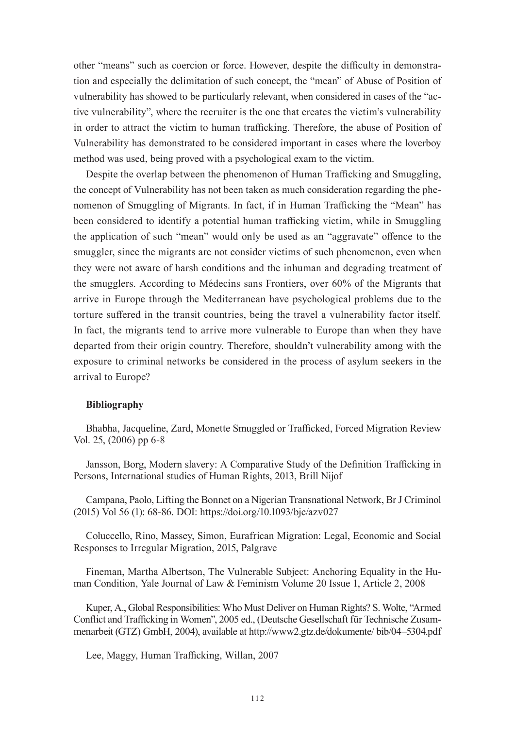other "means" such as coercion or force. However, despite the difficulty in demonstration and especially the delimitation of such concept, the "mean" of Abuse of Position of vulnerability has showed to be particularly relevant, when considered in cases of the "active vulnerability", where the recruiter is the one that creates the victim's vulnerability in order to attract the victim to human trafficking. Therefore, the abuse of Position of Vulnerability has demonstrated to be considered important in cases where the loverboy method was used, being proved with a psychological exam to the victim.

Despite the overlap between the phenomenon of Human Trafficking and Smuggling, the concept of Vulnerability has not been taken as much consideration regarding the phenomenon of Smuggling of Migrants. In fact, if in Human Trafficking the "Mean" has been considered to identify a potential human trafficking victim, while in Smuggling the application of such "mean" would only be used as an "aggravate" offence to the smuggler, since the migrants are not consider victims of such phenomenon, even when they were not aware of harsh conditions and the inhuman and degrading treatment of the smugglers. According to Médecins sans Frontiers, over 60% of the Migrants that arrive in Europe through the Mediterranean have psychological problems due to the torture suffered in the transit countries, being the travel a vulnerability factor itself. In fact, the migrants tend to arrive more vulnerable to Europe than when they have departed from their origin country. Therefore, shouldn't vulnerability among with the exposure to criminal networks be considered in the process of asylum seekers in the arrival to Europe?

**Bibliography**

Bhabha, Jacqueline, Zard, Monette Smuggled or Trafficked, Forced Migration Review Vol. 25, (2006) pp 6-8

Jansson, Borg, Modern slavery: A Comparative Study of the Definition Trafficking in Persons, International studies of Human Rights, 2013, Brill Nijof

Campana, Paolo, Lifting the Bonnet on a Nigerian Transnational Network, Br J Criminol (2015) Vol 56 (1): 68-86. DOI: https://doi.org/10.1093/bjc/azv027

Coluccello, Rino, Massey, Simon, Eurafrican Migration: Legal, Economic and Social Responses to Irregular Migration, 2015, Palgrave

Fineman, Martha Albertson, The Vulnerable Subject: Anchoring Equality in the Human Condition, Yale Journal of Law & Feminism Volume 20 Issue 1, Article 2, 2008

Kuper, A., Global Responsibilities: Who Must Deliver on Human Rights? S. Wolte, "Armed Conflict and Trafficking in Women", 2005 ed., (Deutsche Gesellschaft für Technische Zusammenarbeit (GTZ) GmbH, 2004), available at http://www2.gtz.de/dokumente/ bib/04–5304.pdf

Lee, Maggy, Human Trafficking, Willan, 2007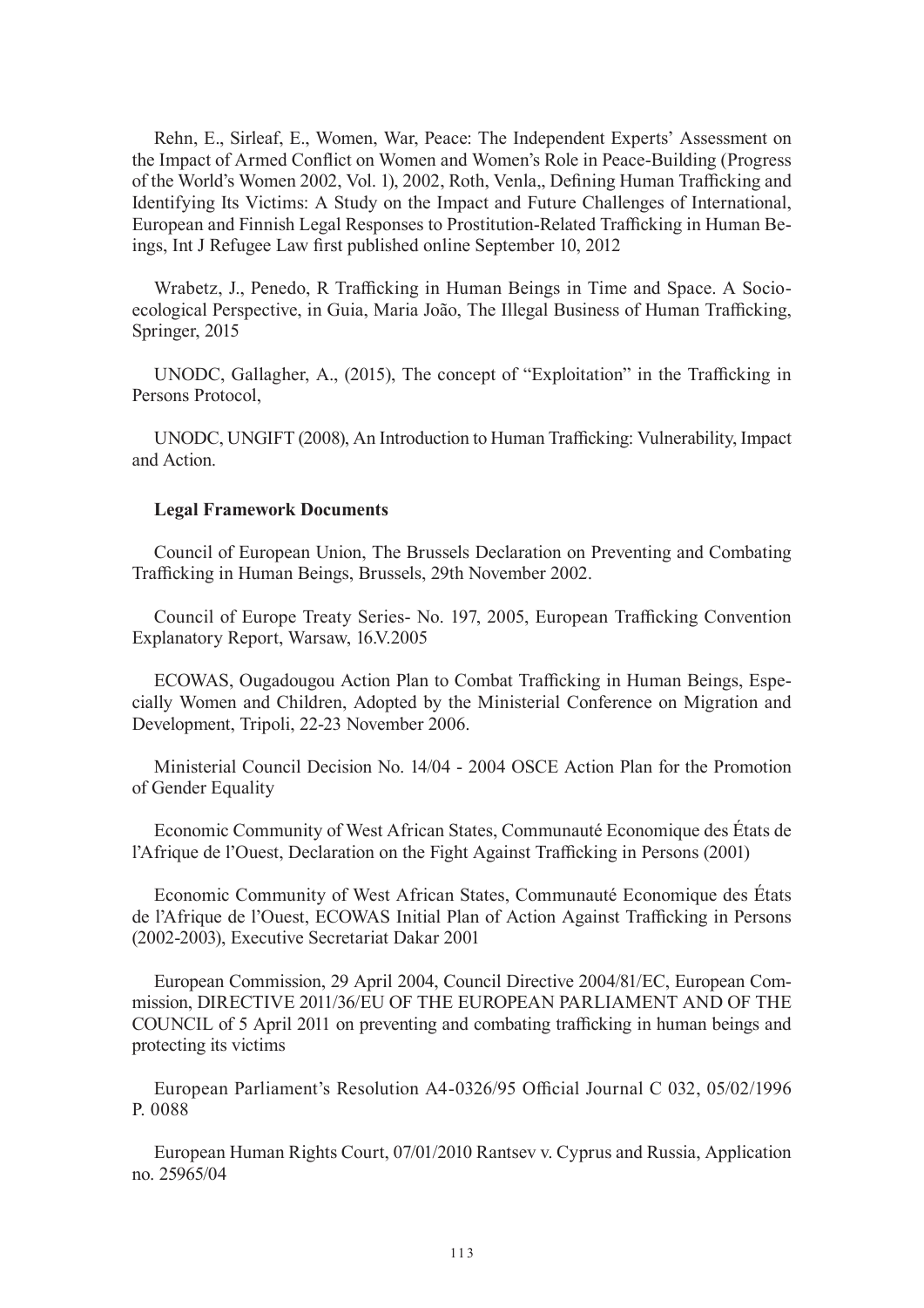Rehn, E., Sirleaf, E., Women, War, Peace: The Independent Experts' Assessment on the Impact of Armed Conflict on Women and Women's Role in Peace-Building (Progress of the World's Women 2002, Vol. 1), 2002, Roth, Venla,, Defining Human Trafficking and Identifying Its Victims: A Study on the Impact and Future Challenges of International, European and Finnish Legal Responses to Prostitution-Related Trafficking in Human Beings, Int J Refugee Law first published online September 10, 2012

Wrabetz, J., Penedo, R Trafficking in Human Beings in Time and Space. A Socio-ecological Perspective, in Guia, Maria João, The Illegal Business of Human Trafficking, Springer, 2015

UNODC, Gallagher, A., (2015), The concept of "Exploitation" in the Trafficking in Persons Protocol,

UNODC, UNGIFT (2008), An Introduction to Human Trafficking: Vulnerability, Impact and Action.

**Legal Framework Documents**

Council of European Union, The Brussels Declaration on Preventing and Combating Trafficking in Human Beings, Brussels, 29th November 2002.

Council of Europe Treaty Series- No. 197, 2005, European Trafficking Convention Explanatory Report, Warsaw, 16.V.2005

ECOWAS, Ougadougou Action Plan to Combat Trafficking in Human Beings, Especially Women and Children, Adopted by the Ministerial Conference on Migration and Development, Tripoli, 22-23 November 2006.

Ministerial Council Decision No. 14/04 - 2004 OSCE Action Plan for the Promotion of Gender Equality

Economic Community of West African States, Communauté Economique des États de l'Afrique de l'Ouest, Declaration on the Fight Against Trafficking in Persons (2001)

Economic Community of West African States, Communauté Economique des États de l'Afrique de l'Ouest, ECOWAS Initial Plan of Action Against Trafficking in Persons (2002-2003), Executive Secretariat Dakar 2001

European Commission, 29 April 2004, Council Directive 2004/81/EC, European Commission, DIRECTIVE 2011/36/EU OF THE EUROPEAN PARLIAMENT AND OF THE COUNCIL of 5 April 2011 on preventing and combating trafficking in human beings and protecting its victims

European Parliament's Resolution A4-0326/95 Official Journal C 032, 05/02/1996 P. 0088

European Human Rights Court, 07/01/2010 Rantsev v. Cyprus and Russia, Application no. 25965/04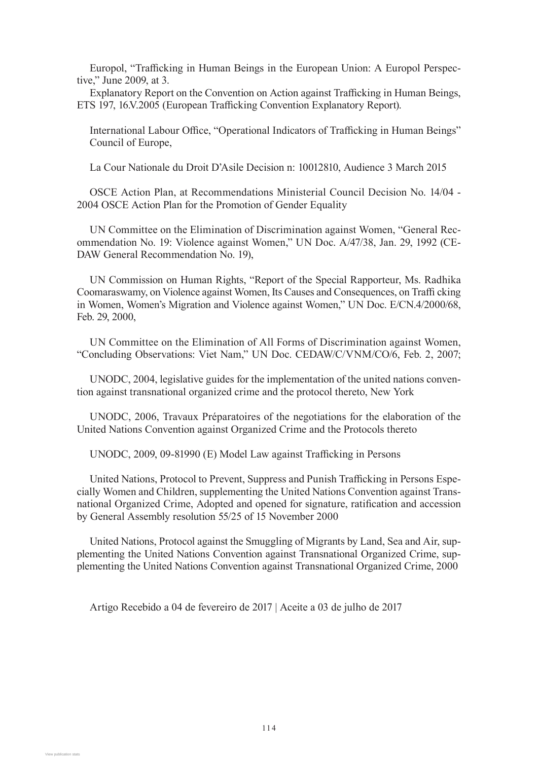Europol, "Trafficking in Human Beings in the European Union: A Europol Perspective," June 2009, at 3.

Explanatory Report on the Convention on Action against Trafficking in Human Beings, ETS 197, 16.V.2005 (European Trafficking Convention Explanatory Report).

International Labour Office, "Operational Indicators of Trafficking in Human Beings" Council of Europe,

La Cour Nationale du Droit D'Asile Decision n: 10012810, Audience 3 March 2015

OSCE Action Plan, at Recommendations Ministerial Council Decision No. 14/04 - 2004 OSCE Action Plan for the Promotion of Gender Equality

UN Committee on the Elimination of Discrimination against Women, "General Recommendation No. 19: Violence against Women," UN Doc. A/47/38, Jan. 29, 1992 (CEDAW General Recommendation No. 19),

UN Commission on Human Rights, "Report of the Special Rapporteur, Ms. Radhika Coomaraswamy, on Violence against Women, Its Causes and Consequences, on Traffi cking in Women, Women's Migration and Violence against Women," UN Doc. E/CN.4/2000/68, Feb. 29, 2000,

UN Committee on the Elimination of All Forms of Discrimination against Women, "Concluding Observations: Viet Nam," UN Doc. CEDAW/C/VNM/CO/6, Feb. 2, 2007;

UNODC, 2004, legislative guides for the implementation of the united nations convention against transnational organized crime and the protocol thereto, New York

UNODC, 2006, Travaux Préparatoires of the negotiations for the elaboration of the United Nations Convention against Organized Crime and the Protocols thereto

UNODC, 2009, 09-81990 (E) Model Law against Trafficking in Persons

United Nations, Protocol to Prevent, Suppress and Punish Trafficking in Persons Especially Women and Children, supplementing the United Nations Convention against Transnational Organized Crime, Adopted and opened for signature, ratification and accession by General Assembly resolution 55/25 of 15 November 2000

United Nations, Protocol against the Smuggling of Migrants by Land, Sea and Air, supplementing the United Nations Convention against Transnational Organized Crime, supplementing the United Nations Convention against Transnational Organized Crime, 2000

Artigo Recebido a 04 de fevereiro de 2017 | Aceite a 03 de julho de 2017